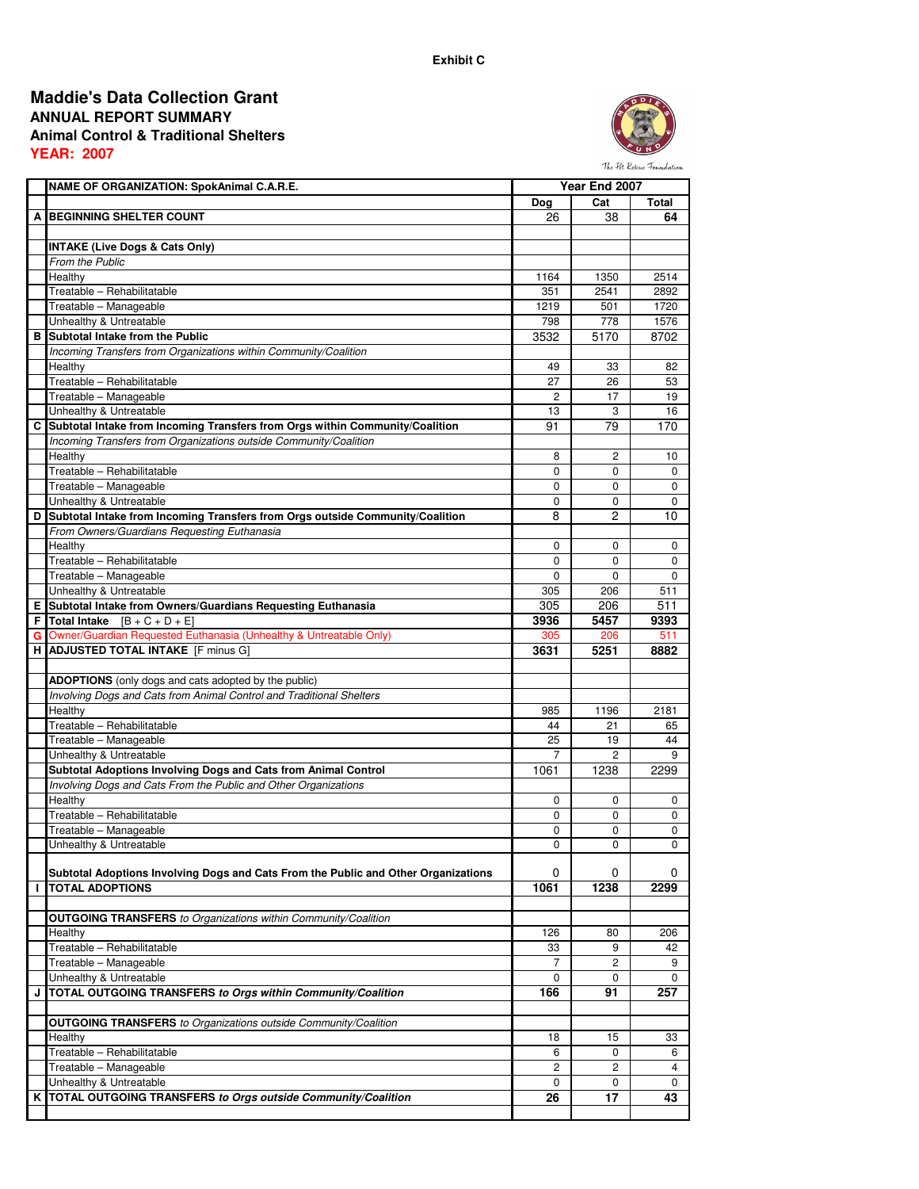Exhibit C

# Maddie's Data Collection Grant

## ANNUAL REPORT SUMMARY

### Animal Control & Traditional Shelters

**YEAR: 2007**

The Pet Rescue Foundation

| | NAME OF ORGANIZATION: SpokAnimal C.A.R.E. | Year End 2007 | | |
|---|---|---|---|---|
| | | Dog | Cat | Total |
| A | **BEGINNING SHELTER COUNT** | 26 | 38 | **64** |
| | | | | |
| | **INTAKE (Live Dogs & Cats Only)** | | | |
| | *From the Public* | | | |
| | Healthy | 1164 | 1350 | 2514 |
| | Treatable – Rehabilitatable | 351 | 2541 | 2892 |
| | Treatable – Manageable | 1219 | 501 | 1720 |
| | Unhealthy & Untreatable | 798 | 778 | 1576 |
| B | **Subtotal Intake from the Public** | 3532 | 5170 | 8702 |
| | *Incoming Transfers from Organizations within Community/Coalition* | | | |
| | Healthy | 49 | 33 | 82 |
| | Treatable – Rehabilitatable | 27 | 26 | 53 |
| | Treatable – Manageable | 2 | 17 | 19 |
| | Unhealthy & Untreatable | 13 | 3 | 16 |
| C | **Subtotal Intake from Incoming Transfers from Orgs within Community/Coalition** | 91 | 79 | 170 |
| | *Incoming Transfers from Organizations outside Community/Coalition* | | | |
| | Healthy | 8 | 2 | 10 |
| | Treatable – Rehabilitatable | 0 | 0 | 0 |
| | Treatable – Manageable | 0 | 0 | 0 |
| | Unhealthy & Untreatable | 0 | 0 | 0 |
| D | **Subtotal Intake from Incoming Transfers from Orgs outside Community/Coalition** | 8 | 2 | 10 |
| | *From Owners/Guardians Requesting Euthanasia* | | | |
| | Healthy | 0 | 0 | 0 |
| | Treatable – Rehabilitatable | 0 | 0 | 0 |
| | Treatable – Manageable | 0 | 0 | 0 |
| | Unhealthy & Untreatable | 305 | 206 | 511 |
| E | **Subtotal Intake from Owners/Guardians Requesting Euthanasia** | 305 | 206 | 511 |
| F | **Total Intake** [B + C + D + E] | **3936** | **5457** | **9393** |
| G | Owner/Guardian Requested Euthanasia (Unhealthy & Untreatable Only) | 305 | 206 | 511 |
| H | **ADJUSTED TOTAL INTAKE** [F minus G] | **3631** | **5251** | **8882** |
| | | | | |
| | **ADOPTIONS** (only dogs and cats adopted by the public) | | | |
| | *Involving Dogs and Cats from Animal Control and Traditional Shelters* | | | |
| | Healthy | 985 | 1196 | 2181 |
| | Treatable – Rehabilitatable | 44 | 21 | 65 |
| | Treatable – Manageable | 25 | 19 | 44 |
| | Unhealthy & Untreatable | 7 | 2 | 9 |
| | **Subtotal Adoptions Involving Dogs and Cats from Animal Control** | 1061 | 1238 | 2299 |
| | *Involving Dogs and Cats From the Public and Other Organizations* | | | |
| | Healthy | 0 | 0 | 0 |
| | Treatable – Rehabilitatable | 0 | 0 | 0 |
| | Treatable – Manageable | 0 | 0 | 0 |
| | Unhealthy & Untreatable | 0 | 0 | 0 |
| | **Subtotal Adoptions Involving Dogs and Cats From the Public and Other Organizations** | 0 | 0 | 0 |
| I | **TOTAL ADOPTIONS** | **1061** | **1238** | **2299** |
| | | | | |
| | **OUTGOING TRANSFERS** *to Organizations within Community/Coalition* | | | |
| | Healthy | 126 | 80 | 206 |
| | Treatable – Rehabilitatable | 33 | 9 | 42 |
| | Treatable – Manageable | 7 | 2 | 9 |
| | Unhealthy & Untreatable | 0 | 0 | 0 |
| J | **TOTAL OUTGOING TRANSFERS** ***to Orgs within Community/Coalition*** | **166** | **91** | **257** |
| | | | | |
| | **OUTGOING TRANSFERS** *to Organizations outside Community/Coalition* | | | |
| | Healthy | 18 | 15 | 33 |
| | Treatable – Rehabilitatable | 6 | 0 | 6 |
| | Treatable – Manageable | 2 | 2 | 4 |
| | Unhealthy & Untreatable | 0 | 0 | 0 |
| K | **TOTAL OUTGOING TRANSFERS** ***to Orgs outside Community/Coalition*** | **26** | **17** | **43** |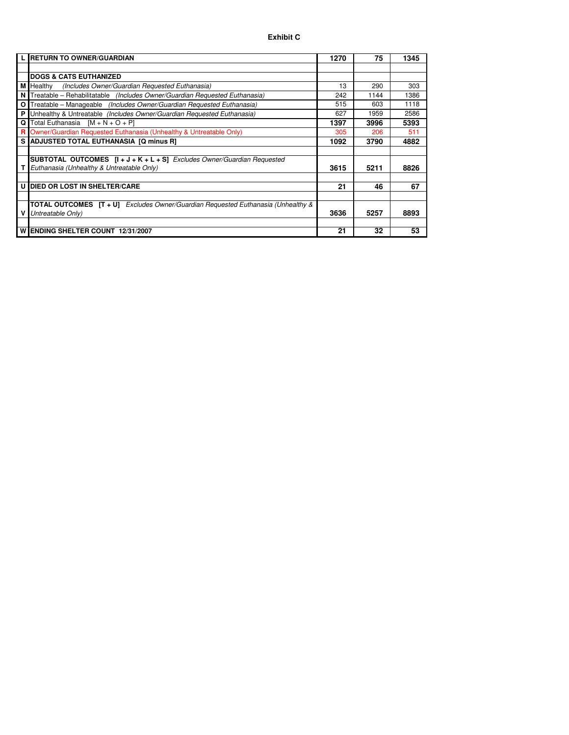**Exhibit C**

| | | | | |
|---|---|---|---|---|
| **L** | **RETURN TO OWNER/GUARDIAN** | **1270** | **75** | **1345** |
| | | | | |
| | **DOGS & CATS EUTHANIZED** | | | |
| **M** | Healthy *(Includes Owner/Guardian Requested Euthanasia)* | 13 | 290 | 303 |
| **N** | Treatable – Rehabilitatable *(Includes Owner/Guardian Requested Euthanasia)* | 242 | 1144 | 1386 |
| **O** | Treatable – Manageable *(Includes Owner/Guardian Requested Euthanasia)* | 515 | 603 | 1118 |
| **P** | Unhealthy & Untreatable *(Includes Owner/Guardian Requested Euthanasia)* | 627 | 1959 | 2586 |
| **Q** | Total Euthanasia [M + N + O + P] | **1397** | **3996** | **5393** |
| **R** | Owner/Guardian Requested Euthanasia (Unhealthy & Untreatable Only) | 305 | 206 | 511 |
| **S** | **ADJUSTED TOTAL EUTHANASIA [Q minus R]** | **1092** | **3790** | **4882** |
| | | | | |
| **T** | **SUBTOTAL OUTCOMES [I + J + K + L + S]** *Excludes Owner/Guardian Requested Euthanasia (Unhealthy & Untreatable Only)* | **3615** | **5211** | **8826** |
| | | | | |
| **U** | **DIED OR LOST IN SHELTER/CARE** | **21** | **46** | **67** |
| | | | | |
| **V** | **TOTAL OUTCOMES [T + U]** *Excludes Owner/Guardian Requested Euthanasia (Unhealthy & Untreatable Only)* | **3636** | **5257** | **8893** |
| | | | | |
| **W** | **ENDING SHELTER COUNT 12/31/2007** | **21** | **32** | **53** |